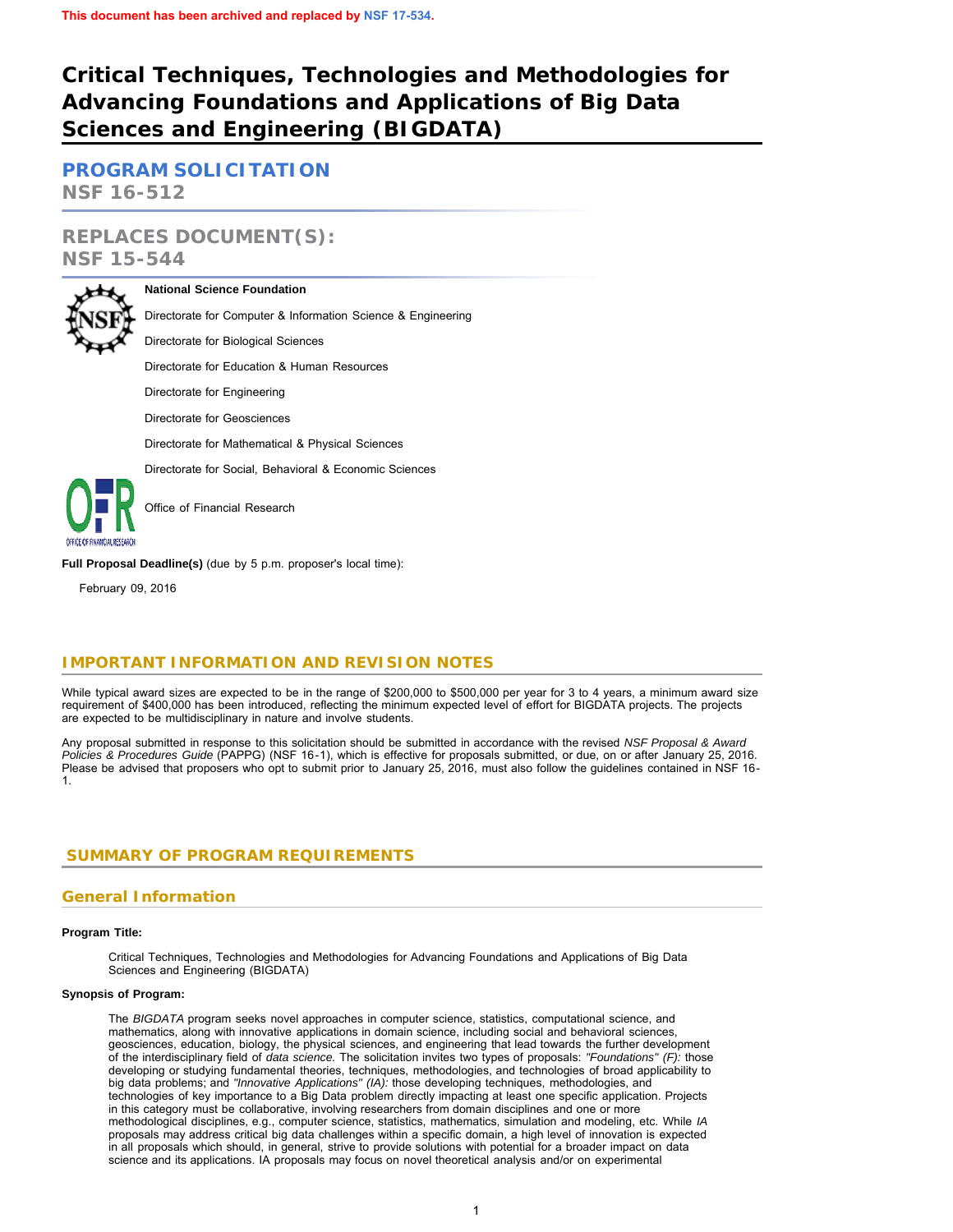**This document has been archived and replaced by NSF 17-534.**

# Critical Techniques, Technologies and Methodologies for Advancing Foundations and Applications of Big Data Sciences and Engineering (BIGDATA)

## PROGRAM SOLICITATION

**NSF 16-512**

## REPLACES DOCUMENT(S):

**NSF 15-544**

**National Science Foundation**

Directorate for Computer & Information Science & Engineering

Directorate for Biological Sciences

Directorate for Education & Human Resources

Directorate for Engineering

Directorate for Geosciences

Directorate for Mathematical & Physical Sciences

Directorate for Social, Behavioral & Economic Sciences

Office of Financial Research

**Full Proposal Deadline(s)** (due by 5 p.m. proposer's local time):

February 09, 2016

## IMPORTANT INFORMATION AND REVISION NOTES

While typical award sizes are expected to be in the range of $200,000 to $500,000 per year for 3 to 4 years, a minimum award size requirement of $400,000 has been introduced, reflecting the minimum expected level of effort for BIGDATA projects. The projects are expected to be multidisciplinary in nature and involve students.

Any proposal submitted in response to this solicitation should be submitted in accordance with the revised *NSF Proposal & Award Policies & Procedures Guide* (PAPPG) (NSF 16-1), which is effective for proposals submitted, or due, on or after January 25, 2016. Please be advised that proposers who opt to submit prior to January 25, 2016, must also follow the guidelines contained in NSF 16-1.

## SUMMARY OF PROGRAM REQUIREMENTS

### General Information

**Program Title:**

Critical Techniques, Technologies and Methodologies for Advancing Foundations and Applications of Big Data Sciences and Engineering (BIGDATA)

**Synopsis of Program:**

The *BIGDATA* program seeks novel approaches in computer science, statistics, computational science, and mathematics, along with innovative applications in domain science, including social and behavioral sciences, geosciences, education, biology, the physical sciences, and engineering that lead towards the further development of the interdisciplinary field of *data science.* The solicitation invites two types of proposals: *"Foundations" (F):* those developing or studying fundamental theories, techniques, methodologies, and technologies of broad applicability to big data problems; and *"Innovative Applications" (IA):* those developing techniques, methodologies, and technologies of key importance to a Big Data problem directly impacting at least one specific application. Projects in this category must be collaborative, involving researchers from domain disciplines and one or more methodological disciplines, e.g., computer science, statistics, mathematics, simulation and modeling, etc. While *IA* proposals may address critical big data challenges within a specific domain, a high level of innovation is expected in all proposals which should, in general, strive to provide solutions with potential for a broader impact on data science and its applications. IA proposals may focus on novel theoretical analysis and/or on experimental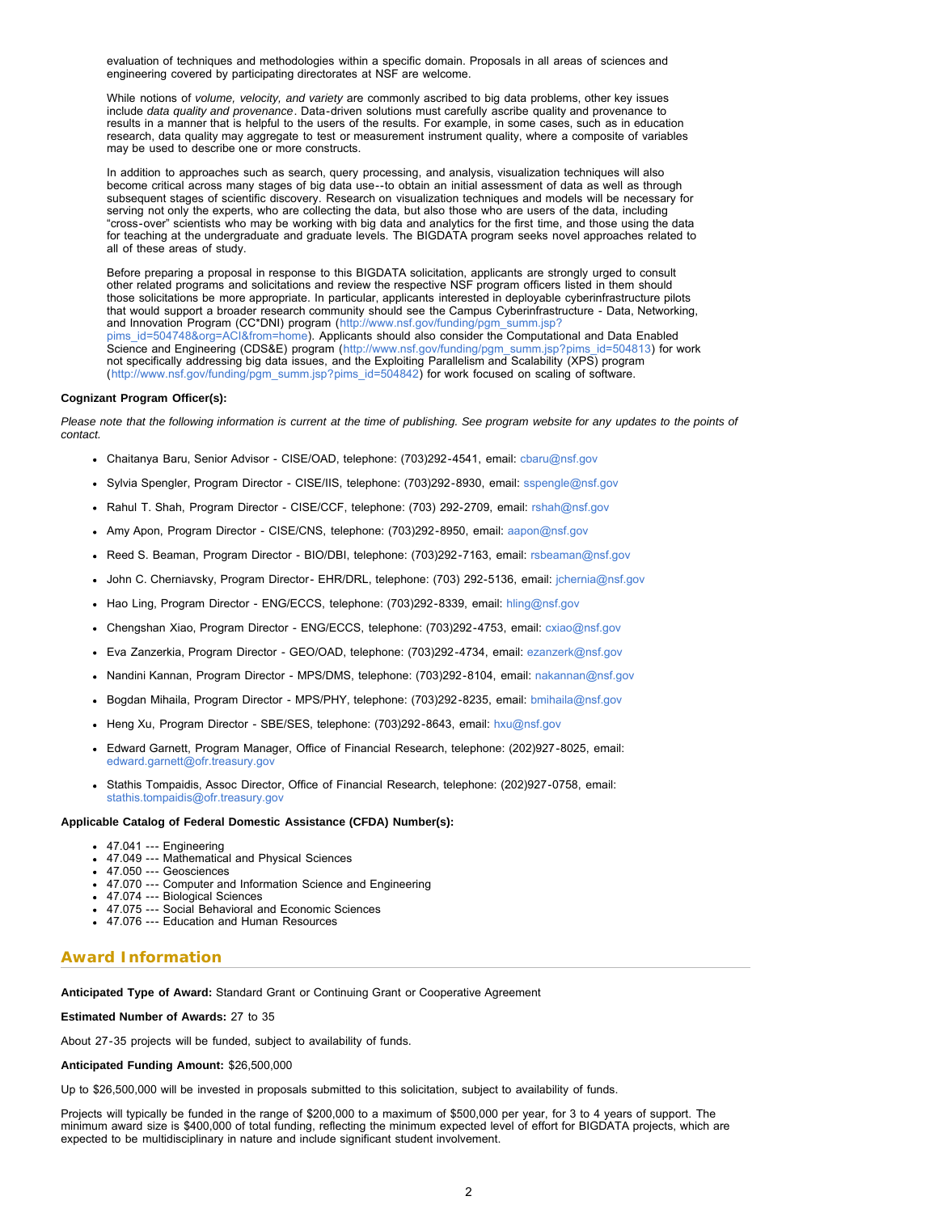evaluation of techniques and methodologies within a specific domain. Proposals in all areas of sciences and engineering covered by participating directorates at NSF are welcome.

While notions of *volume, velocity, and variety* are commonly ascribed to big data problems, other key issues include *data quality and provenance*. Data-driven solutions must carefully ascribe quality and provenance to results in a manner that is helpful to the users of the results. For example, in some cases, such as in education research, data quality may aggregate to test or measurement instrument quality, where a composite of variables may be used to describe one or more constructs.

In addition to approaches such as search, query processing, and analysis, visualization techniques will also become critical across many stages of big data use--to obtain an initial assessment of data as well as through subsequent stages of scientific discovery. Research on visualization techniques and models will be necessary for serving not only the experts, who are collecting the data, but also those who are users of the data, including "cross-over" scientists who may be working with big data and analytics for the first time, and those using the data for teaching at the undergraduate and graduate levels. The BIGDATA program seeks novel approaches related to all of these areas of study.

Before preparing a proposal in response to this BIGDATA solicitation, applicants are strongly urged to consult other related programs and solicitations and review the respective NSF program officers listed in them should those solicitations be more appropriate. In particular, applicants interested in deployable cyberinfrastructure pilots that would support a broader research community should see the Campus Cyberinfrastructure - Data, Networking, and Innovation Program (CC*DNI) program (http://www.nsf.gov/funding/pgm_summ.jsp?pims_id=504748&org=ACI&from=home). Applicants should also consider the Computational and Data Enabled Science and Engineering (CDS&E) program (http://www.nsf.gov/funding/pgm_summ.jsp?pims_id=504813) for work not specifically addressing big data issues, and the Exploiting Parallelism and Scalability (XPS) program (http://www.nsf.gov/funding/pgm_summ.jsp?pims_id=504842) for work focused on scaling of software.

**Cognizant Program Officer(s):**

*Please note that the following information is current at the time of publishing. See program website for any updates to the points of contact.*

- Chaitanya Baru, Senior Advisor - CISE/OAD, telephone: (703)292-4541, email: cbaru@nsf.gov
- Sylvia Spengler, Program Director - CISE/IIS, telephone: (703)292-8930, email: sspengle@nsf.gov
- Rahul T. Shah, Program Director - CISE/CCF, telephone: (703) 292-2709, email: rshah@nsf.gov
- Amy Apon, Program Director - CISE/CNS, telephone: (703)292-8950, email: aapon@nsf.gov
- Reed S. Beaman, Program Director - BIO/DBI, telephone: (703)292-7163, email: rsbeaman@nsf.gov
- John C. Cherniavsky, Program Director- EHR/DRL, telephone: (703) 292-5136, email: jchernia@nsf.gov
- Hao Ling, Program Director - ENG/ECCS, telephone: (703)292-8339, email: hling@nsf.gov
- Chengshan Xiao, Program Director - ENG/ECCS, telephone: (703)292-4753, email: cxiao@nsf.gov
- Eva Zanzerkia, Program Director - GEO/OAD, telephone: (703)292-4734, email: ezanzerk@nsf.gov
- Nandini Kannan, Program Director - MPS/DMS, telephone: (703)292-8104, email: nakannan@nsf.gov
- Bogdan Mihaila, Program Director - MPS/PHY, telephone: (703)292-8235, email: bmihaila@nsf.gov
- Heng Xu, Program Director - SBE/SES, telephone: (703)292-8643, email: hxu@nsf.gov
- Edward Garnett, Program Manager, Office of Financial Research, telephone: (202)927-8025, email: edward.garnett@ofr.treasury.gov
- Stathis Tompaidis, Assoc Director, Office of Financial Research, telephone: (202)927-0758, email: stathis.tompaidis@ofr.treasury.gov

**Applicable Catalog of Federal Domestic Assistance (CFDA) Number(s):**

- 47.041 --- Engineering
- 47.049 --- Mathematical and Physical Sciences
- 47.050 --- Geosciences
- 47.070 --- Computer and Information Science and Engineering
- 47.074 --- Biological Sciences
- 47.075 --- Social Behavioral and Economic Sciences
- 47.076 --- Education and Human Resources

## Award Information

**Anticipated Type of Award:** Standard Grant or Continuing Grant or Cooperative Agreement

**Estimated Number of Awards:** 27 to 35

About 27-35 projects will be funded, subject to availability of funds.

**Anticipated Funding Amount:** $26,500,000

Up to $26,500,000 will be invested in proposals submitted to this solicitation, subject to availability of funds.

Projects will typically be funded in the range of $200,000 to a maximum of $500,000 per year, for 3 to 4 years of support. The minimum award size is $400,000 of total funding, reflecting the minimum expected level of effort for BIGDATA projects, which are expected to be multidisciplinary in nature and include significant student involvement.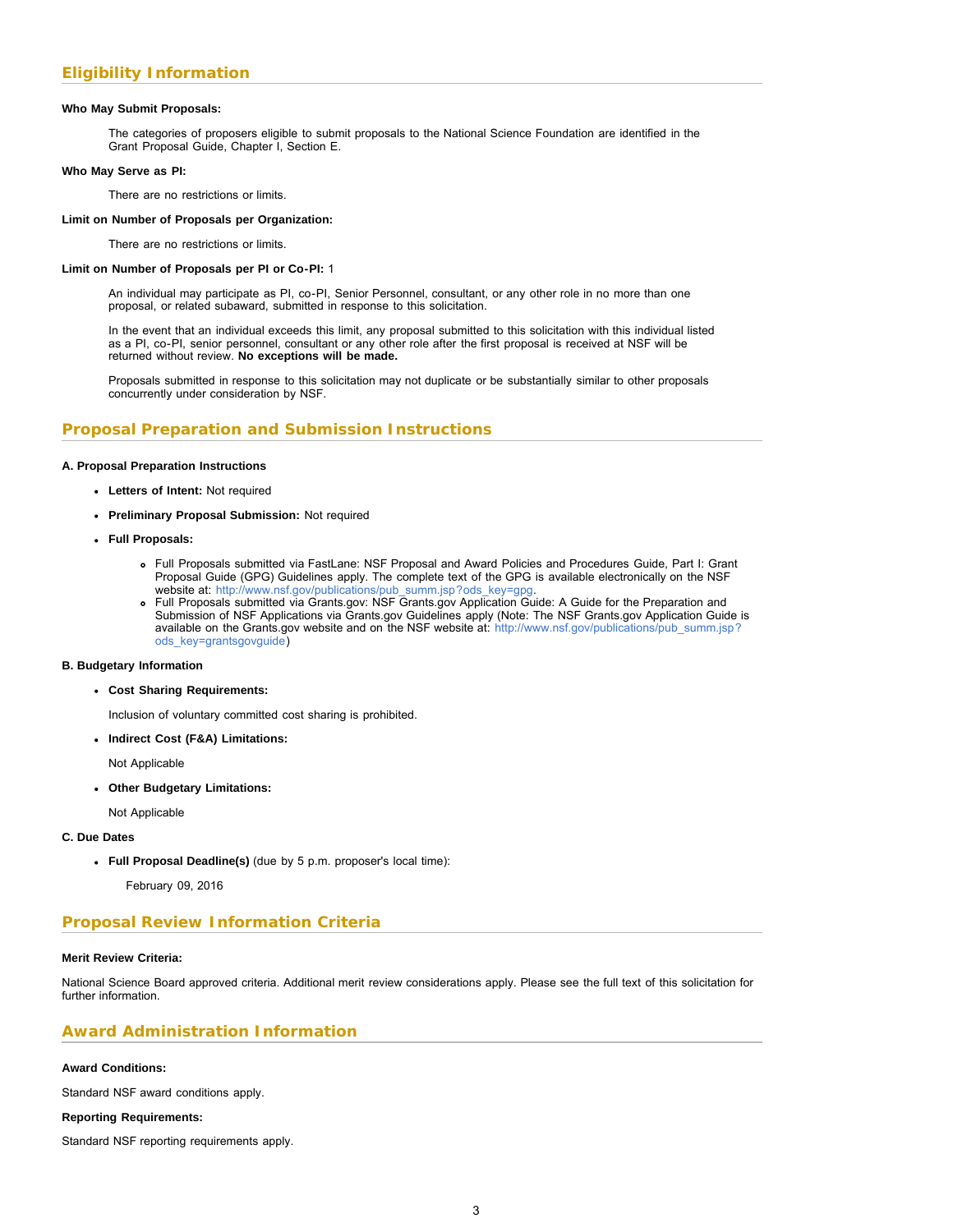## Eligibility Information

**Who May Submit Proposals:**

The categories of proposers eligible to submit proposals to the National Science Foundation are identified in the Grant Proposal Guide, Chapter I, Section E.

**Who May Serve as PI:**

There are no restrictions or limits.

**Limit on Number of Proposals per Organization:**

There are no restrictions or limits.

**Limit on Number of Proposals per PI or Co-PI:** 1

An individual may participate as PI, co-PI, Senior Personnel, consultant, or any other role in no more than one proposal, or related subaward, submitted in response to this solicitation.

In the event that an individual exceeds this limit, any proposal submitted to this solicitation with this individual listed as a PI, co-PI, senior personnel, consultant or any other role after the first proposal is received at NSF will be returned without review. **No exceptions will be made.**

Proposals submitted in response to this solicitation may not duplicate or be substantially similar to other proposals concurrently under consideration by NSF.

## Proposal Preparation and Submission Instructions

**A. Proposal Preparation Instructions**

- **Letters of Intent:** Not required
- **Preliminary Proposal Submission:** Not required
- **Full Proposals:**
  - Full Proposals submitted via FastLane: NSF Proposal and Award Policies and Procedures Guide, Part I: Grant Proposal Guide (GPG) Guidelines apply. The complete text of the GPG is available electronically on the NSF website at: http://www.nsf.gov/publications/pub_summ.jsp?ods_key=gpg.
  - Full Proposals submitted via Grants.gov: NSF Grants.gov Application Guide: A Guide for the Preparation and Submission of NSF Applications via Grants.gov Guidelines apply (Note: The NSF Grants.gov Application Guide is available on the Grants.gov website and on the NSF website at: http://www.nsf.gov/publications/pub_summ.jsp?ods_key=grantsgovguide)

**B. Budgetary Information**

- **Cost Sharing Requirements:**

  Inclusion of voluntary committed cost sharing is prohibited.

- **Indirect Cost (F&A) Limitations:**

  Not Applicable

- **Other Budgetary Limitations:**

  Not Applicable

**C. Due Dates**

- **Full Proposal Deadline(s)** (due by 5 p.m. proposer's local time):

  February 09, 2016

## Proposal Review Information Criteria

**Merit Review Criteria:**

National Science Board approved criteria. Additional merit review considerations apply. Please see the full text of this solicitation for further information.

## Award Administration Information

**Award Conditions:**

Standard NSF award conditions apply.

**Reporting Requirements:**

Standard NSF reporting requirements apply.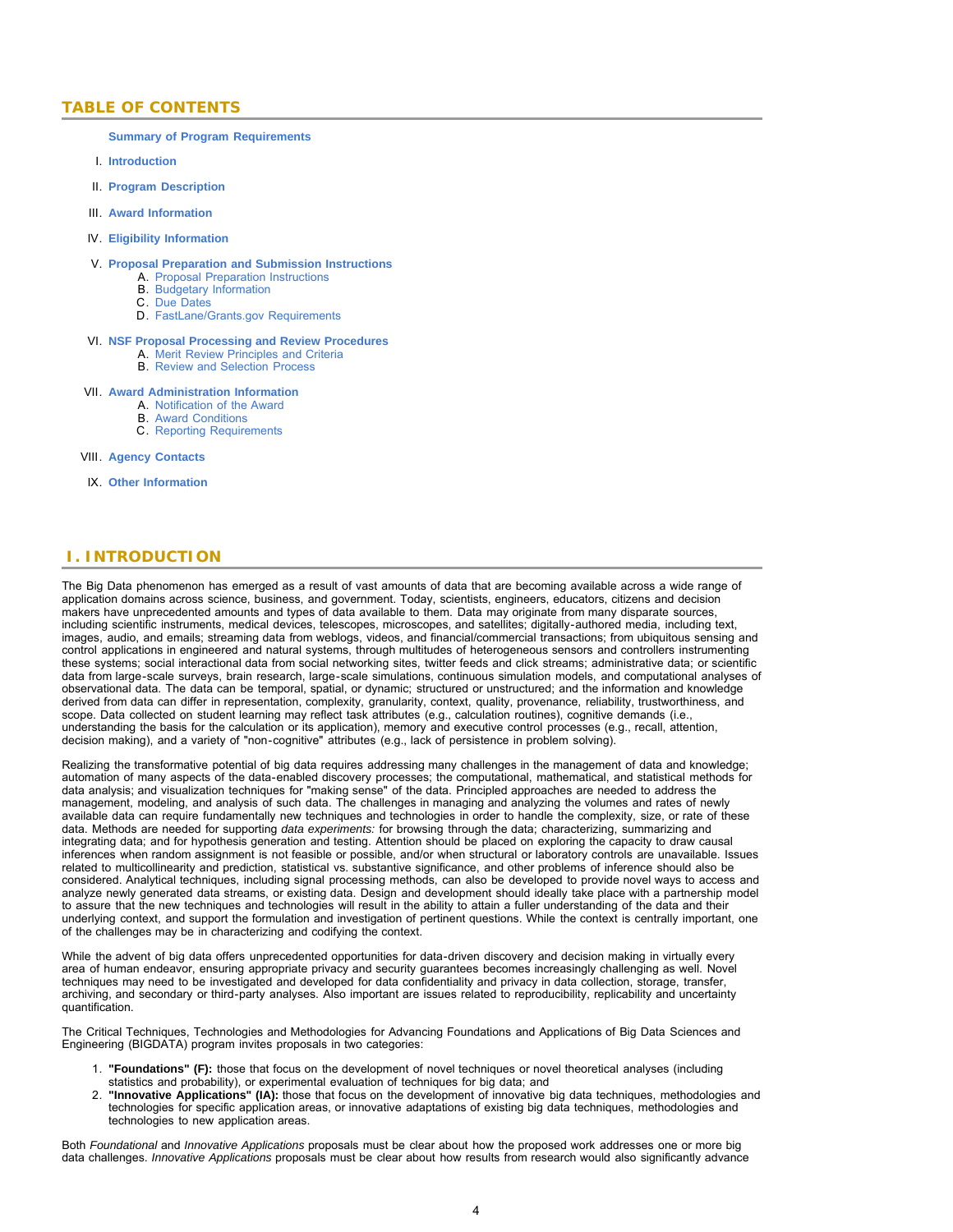## TABLE OF CONTENTS

**Summary of Program Requirements**

I. **Introduction**

II. **Program Description**

III. **Award Information**

IV. **Eligibility Information**

V. **Proposal Preparation and Submission Instructions**
   A. Proposal Preparation Instructions
   B. Budgetary Information
   C. Due Dates
   D. FastLane/Grants.gov Requirements

VI. **NSF Proposal Processing and Review Procedures**
   A. Merit Review Principles and Criteria
   B. Review and Selection Process

VII. **Award Administration Information**
   A. Notification of the Award
   B. Award Conditions
   C. Reporting Requirements

VIII. **Agency Contacts**

IX. **Other Information**

## I. INTRODUCTION

The Big Data phenomenon has emerged as a result of vast amounts of data that are becoming available across a wide range of application domains across science, business, and government. Today, scientists, engineers, educators, citizens and decision makers have unprecedented amounts and types of data available to them. Data may originate from many disparate sources, including scientific instruments, medical devices, telescopes, microscopes, and satellites; digitally-authored media, including text, images, audio, and emails; streaming data from weblogs, videos, and financial/commercial transactions; from ubiquitous sensing and control applications in engineered and natural systems, through multitudes of heterogeneous sensors and controllers instrumenting these systems; social interactional data from social networking sites, twitter feeds and click streams; administrative data; or scientific data from large-scale surveys, brain research, large-scale simulations, continuous simulation models, and computational analyses of observational data. The data can be temporal, spatial, or dynamic; structured or unstructured; and the information and knowledge derived from data can differ in representation, complexity, granularity, context, quality, provenance, reliability, trustworthiness, and scope. Data collected on student learning may reflect task attributes (e.g., calculation routines), cognitive demands (i.e., understanding the basis for the calculation or its application), memory and executive control processes (e.g., recall, attention, decision making), and a variety of "non-cognitive" attributes (e.g., lack of persistence in problem solving).

Realizing the transformative potential of big data requires addressing many challenges in the management of data and knowledge; automation of many aspects of the data-enabled discovery processes; the computational, mathematical, and statistical methods for data analysis; and visualization techniques for "making sense" of the data. Principled approaches are needed to address the management, modeling, and analysis of such data. The challenges in managing and analyzing the volumes and rates of newly available data can require fundamentally new techniques and technologies in order to handle the complexity, size, or rate of these data. Methods are needed for supporting *data experiments:* for browsing through the data; characterizing, summarizing and integrating data; and for hypothesis generation and testing. Attention should be placed on exploring the capacity to draw causal inferences when random assignment is not feasible or possible, and/or when structural or laboratory controls are unavailable. Issues related to multicollinearity and prediction, statistical vs. substantive significance, and other problems of inference should also be considered. Analytical techniques, including signal processing methods, can also be developed to provide novel ways to access and analyze newly generated data streams, or existing data. Design and development should ideally take place with a partnership model to assure that the new techniques and technologies will result in the ability to attain a fuller understanding of the data and their underlying context, and support the formulation and investigation of pertinent questions. While the context is centrally important, one of the challenges may be in characterizing and codifying the context.

While the advent of big data offers unprecedented opportunities for data-driven discovery and decision making in virtually every area of human endeavor, ensuring appropriate privacy and security guarantees becomes increasingly challenging as well. Novel techniques may need to be investigated and developed for data confidentiality and privacy in data collection, storage, transfer, archiving, and secondary or third-party analyses. Also important are issues related to reproducibility, replicability and uncertainty quantification.

The Critical Techniques, Technologies and Methodologies for Advancing Foundations and Applications of Big Data Sciences and Engineering (BIGDATA) program invites proposals in two categories:

1. **"Foundations" (F):** those that focus on the development of novel techniques or novel theoretical analyses (including statistics and probability), or experimental evaluation of techniques for big data; and
2. **"Innovative Applications" (IA):** those that focus on the development of innovative big data techniques, methodologies and technologies for specific application areas, or innovative adaptations of existing big data techniques, methodologies and technologies to new application areas.

Both *Foundational* and *Innovative Applications* proposals must be clear about how the proposed work addresses one or more big data challenges. *Innovative Applications* proposals must be clear about how results from research would also significantly advance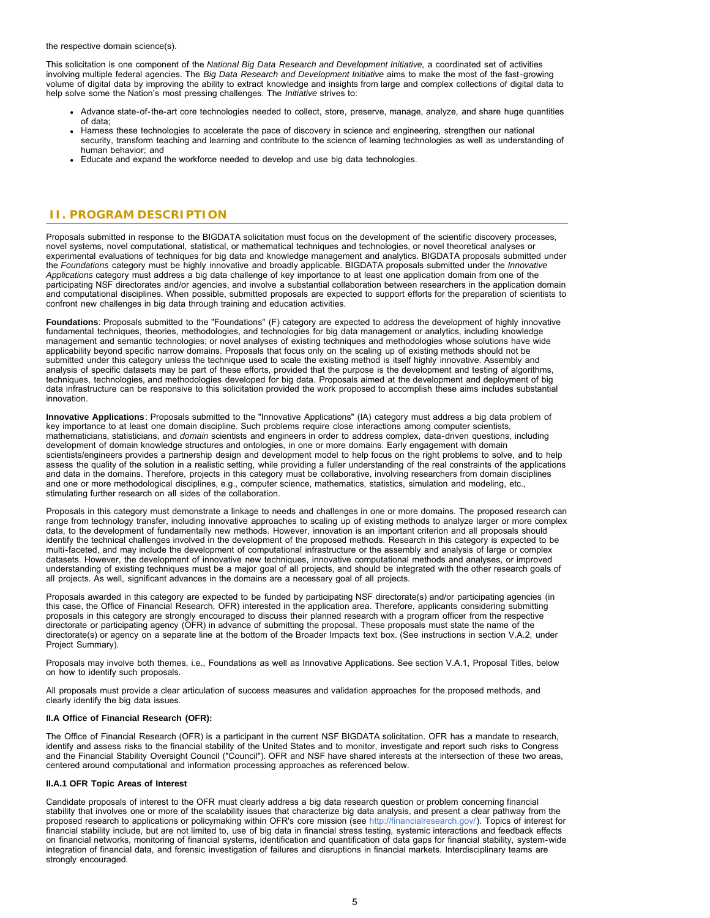the respective domain science(s).

This solicitation is one component of the *National Big Data Research and Development Initiative,* a coordinated set of activities involving multiple federal agencies. The *Big Data Research and Development Initiative* aims to make the most of the fast-growing volume of digital data by improving the ability to extract knowledge and insights from large and complex collections of digital data to help solve some the Nation's most pressing challenges. The *Initiative* strives to:

- Advance state-of-the-art core technologies needed to collect, store, preserve, manage, analyze, and share huge quantities of data;
- Harness these technologies to accelerate the pace of discovery in science and engineering, strengthen our national security, transform teaching and learning and contribute to the science of learning technologies as well as understanding of human behavior; and
- Educate and expand the workforce needed to develop and use big data technologies.

## II. PROGRAM DESCRIPTION

Proposals submitted in response to the BIGDATA solicitation must focus on the development of the scientific discovery processes, novel systems, novel computational, statistical, or mathematical techniques and technologies, or novel theoretical analyses or experimental evaluations of techniques for big data and knowledge management and analytics. BIGDATA proposals submitted under the *Foundations* category must be highly innovative and broadly applicable. BIGDATA proposals submitted under the *Innovative Applications* category must address a big data challenge of key importance to at least one application domain from one of the participating NSF directorates and/or agencies, and involve a substantial collaboration between researchers in the application domain and computational disciplines. When possible, submitted proposals are expected to support efforts for the preparation of scientists to confront new challenges in big data through training and education activities.

**Foundations**: Proposals submitted to the "Foundations" (F) category are expected to address the development of highly innovative fundamental techniques, theories, methodologies, and technologies for big data management or analytics, including knowledge management and semantic technologies; or novel analyses of existing techniques and methodologies whose solutions have wide applicability beyond specific narrow domains. Proposals that focus only on the scaling up of existing methods should not be submitted under this category unless the technique used to scale the existing method is itself highly innovative. Assembly and analysis of specific datasets may be part of these efforts, provided that the purpose is the development and testing of algorithms, techniques, technologies, and methodologies developed for big data. Proposals aimed at the development and deployment of big data infrastructure can be responsive to this solicitation provided the work proposed to accomplish these aims includes substantial innovation.

**Innovative Applications**: Proposals submitted to the "Innovative Applications" (IA) category must address a big data problem of key importance to at least one domain discipline. Such problems require close interactions among computer scientists, mathematicians, statisticians, and *domain* scientists and engineers in order to address complex, data-driven questions, including development of domain knowledge structures and ontologies, in one or more domains. Early engagement with domain scientists/engineers provides a partnership design and development model to help focus on the right problems to solve, and to help assess the quality of the solution in a realistic setting, while providing a fuller understanding of the real constraints of the applications and data in the domains. Therefore, projects in this category must be collaborative, involving researchers from domain disciplines and one or more methodological disciplines, e.g., computer science, mathematics, statistics, simulation and modeling, etc., stimulating further research on all sides of the collaboration.

Proposals in this category must demonstrate a linkage to needs and challenges in one or more domains. The proposed research can range from technology transfer, including innovative approaches to scaling up of existing methods to analyze larger or more complex data, to the development of fundamentally new methods. However, innovation is an important criterion and all proposals should identify the technical challenges involved in the development of the proposed methods. Research in this category is expected to be multi-faceted, and may include the development of computational infrastructure or the assembly and analysis of large or complex datasets. However, the development of innovative new techniques, innovative computational methods and analyses, or improved understanding of existing techniques must be a major goal of all projects, and should be integrated with the other research goals of all projects. As well, significant advances in the domains are a necessary goal of all projects.

Proposals awarded in this category are expected to be funded by participating NSF directorate(s) and/or participating agencies (in this case, the Office of Financial Research, OFR) interested in the application area. Therefore, applicants considering submitting proposals in this category are strongly encouraged to discuss their planned research with a program officer from the respective directorate or participating agency (OFR) in advance of submitting the proposal. These proposals must state the name of the directorate(s) or agency on a separate line at the bottom of the Broader Impacts text box. (See instructions in section V.A.2, under Project Summary).

Proposals may involve both themes, i.e., Foundations as well as Innovative Applications. See section V.A.1, Proposal Titles, below on how to identify such proposals.

All proposals must provide a clear articulation of success measures and validation approaches for the proposed methods, and clearly identify the big data issues.

### II.A Office of Financial Research (OFR):

The Office of Financial Research (OFR) is a participant in the current NSF BIGDATA solicitation. OFR has a mandate to research, identify and assess risks to the financial stability of the United States and to monitor, investigate and report such risks to Congress and the Financial Stability Oversight Council ("Council"). OFR and NSF have shared interests at the intersection of these two areas, centered around computational and information processing approaches as referenced below.

#### II.A.1 OFR Topic Areas of Interest

Candidate proposals of interest to the OFR must clearly address a big data research question or problem concerning financial stability that involves one or more of the scalability issues that characterize big data analysis, and present a clear pathway from the proposed research to applications or policymaking within OFR's core mission (see http://financialresearch.gov/). Topics of interest for financial stability include, but are not limited to, use of big data in financial stress testing, systemic interactions and feedback effects on financial networks, monitoring of financial systems, identification and quantification of data gaps for financial stability, system-wide integration of financial data, and forensic investigation of failures and disruptions in financial markets. Interdisciplinary teams are strongly encouraged.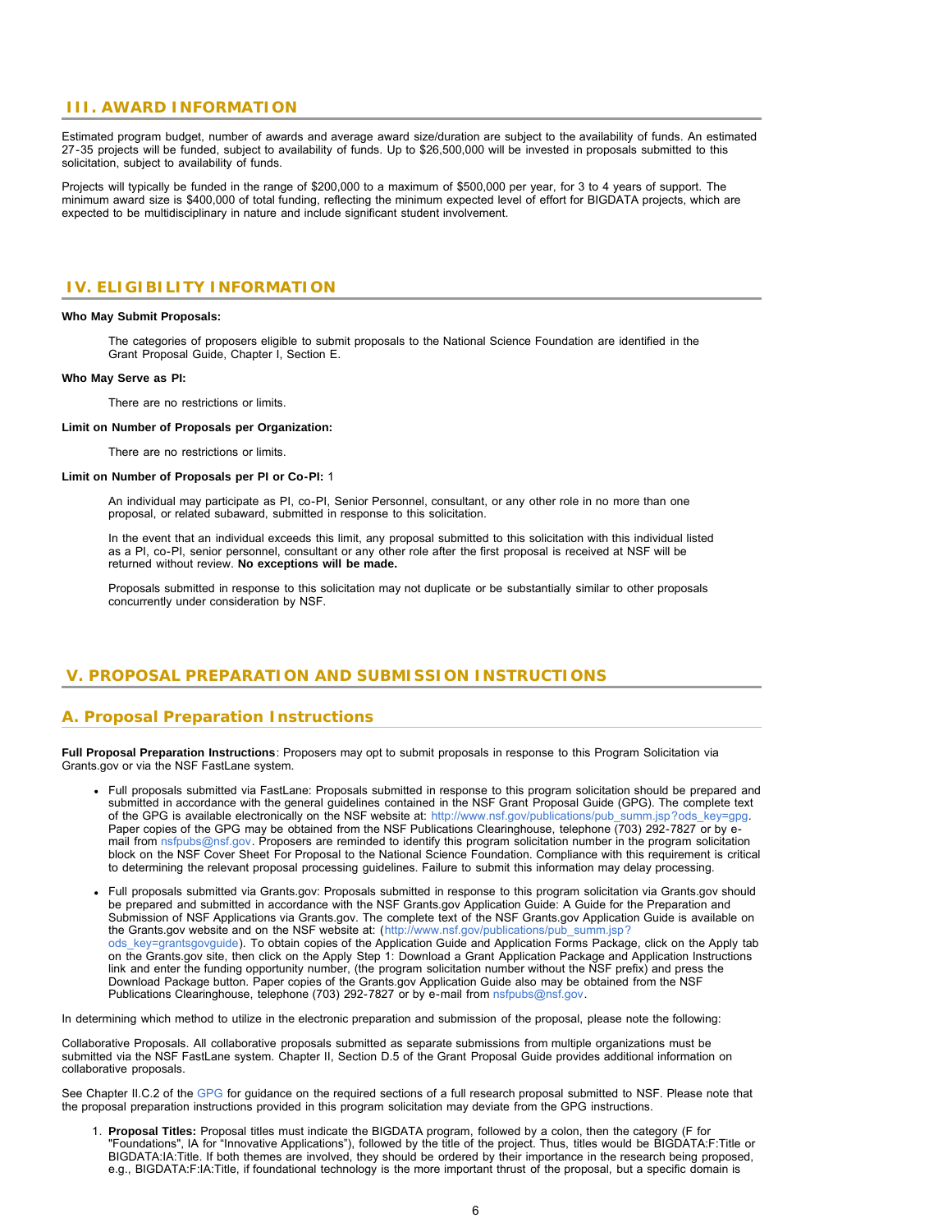## III. AWARD INFORMATION

Estimated program budget, number of awards and average award size/duration are subject to the availability of funds. An estimated 27-35 projects will be funded, subject to availability of funds. Up to $26,500,000 will be invested in proposals submitted to this solicitation, subject to availability of funds.

Projects will typically be funded in the range of $200,000 to a maximum of $500,000 per year, for 3 to 4 years of support. The minimum award size is $400,000 of total funding, reflecting the minimum expected level of effort for BIGDATA projects, which are expected to be multidisciplinary in nature and include significant student involvement.

## IV. ELIGIBILITY INFORMATION

**Who May Submit Proposals:**

The categories of proposers eligible to submit proposals to the National Science Foundation are identified in the Grant Proposal Guide, Chapter I, Section E.

**Who May Serve as PI:**

There are no restrictions or limits.

**Limit on Number of Proposals per Organization:**

There are no restrictions or limits.

**Limit on Number of Proposals per PI or Co-PI:** 1

An individual may participate as PI, co-PI, Senior Personnel, consultant, or any other role in no more than one proposal, or related subaward, submitted in response to this solicitation.

In the event that an individual exceeds this limit, any proposal submitted to this solicitation with this individual listed as a PI, co-PI, senior personnel, consultant or any other role after the first proposal is received at NSF will be returned without review. **No exceptions will be made.**

Proposals submitted in response to this solicitation may not duplicate or be substantially similar to other proposals concurrently under consideration by NSF.

## V. PROPOSAL PREPARATION AND SUBMISSION INSTRUCTIONS

### A. Proposal Preparation Instructions

**Full Proposal Preparation Instructions**: Proposers may opt to submit proposals in response to this Program Solicitation via Grants.gov or via the NSF FastLane system.

- Full proposals submitted via FastLane: Proposals submitted in response to this program solicitation should be prepared and submitted in accordance with the general guidelines contained in the NSF Grant Proposal Guide (GPG). The complete text of the GPG is available electronically on the NSF website at: http://www.nsf.gov/publications/pub_summ.jsp?ods_key=gpg. Paper copies of the GPG may be obtained from the NSF Publications Clearinghouse, telephone (703) 292-7827 or by e-mail from nsfpubs@nsf.gov. Proposers are reminded to identify this program solicitation number in the program solicitation block on the NSF Cover Sheet For Proposal to the National Science Foundation. Compliance with this requirement is critical to determining the relevant proposal processing guidelines. Failure to submit this information may delay processing.
- Full proposals submitted via Grants.gov: Proposals submitted in response to this program solicitation via Grants.gov should be prepared and submitted in accordance with the NSF Grants.gov Application Guide: A Guide for the Preparation and Submission of NSF Applications via Grants.gov. The complete text of the NSF Grants.gov Application Guide is available on the Grants.gov website and on the NSF website at: (http://www.nsf.gov/publications/pub_summ.jsp?ods_key=grantsgovguide). To obtain copies of the Application Guide and Application Forms Package, click on the Apply tab on the Grants.gov site, then click on the Apply Step 1: Download a Grant Application Package and Application Instructions link and enter the funding opportunity number, (the program solicitation number without the NSF prefix) and press the Download Package button. Paper copies of the Grants.gov Application Guide also may be obtained from the NSF Publications Clearinghouse, telephone (703) 292-7827 or by e-mail from nsfpubs@nsf.gov.

In determining which method to utilize in the electronic preparation and submission of the proposal, please note the following:

Collaborative Proposals. All collaborative proposals submitted as separate submissions from multiple organizations must be submitted via the NSF FastLane system. Chapter II, Section D.5 of the Grant Proposal Guide provides additional information on collaborative proposals.

See Chapter II.C.2 of the GPG for guidance on the required sections of a full research proposal submitted to NSF. Please note that the proposal preparation instructions provided in this program solicitation may deviate from the GPG instructions.

1. **Proposal Titles:** Proposal titles must indicate the BIGDATA program, followed by a colon, then the category (F for "Foundations", IA for "Innovative Applications"), followed by the title of the project. Thus, titles would be BIGDATA:F:Title or BIGDATA:IA:Title. If both themes are involved, they should be ordered by their importance in the research being proposed, e.g., BIGDATA:F:IA:Title, if foundational technology is the more important thrust of the proposal, but a specific domain is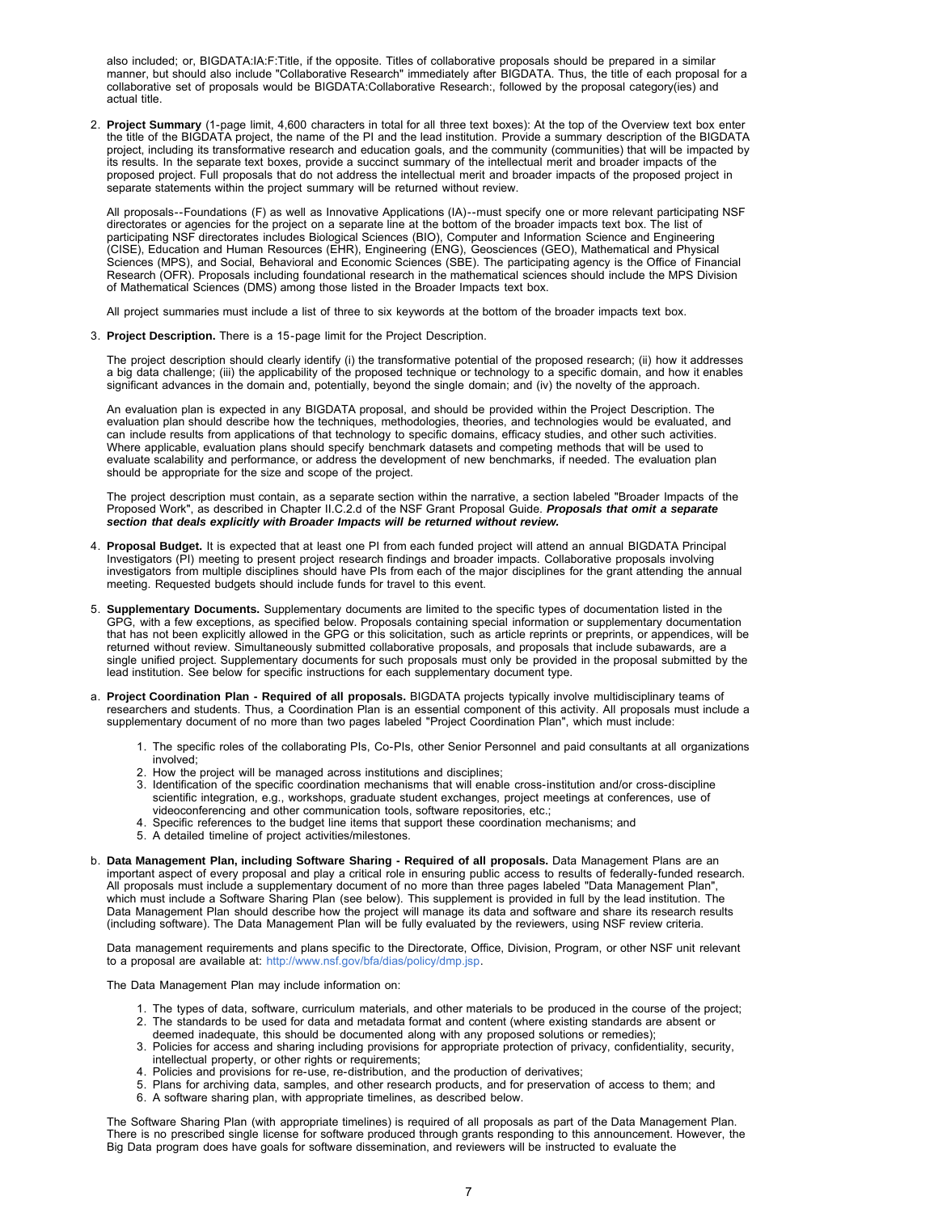also included; or, BIGDATA:IA:F:Title, if the opposite. Titles of collaborative proposals should be prepared in a similar manner, but should also include "Collaborative Research" immediately after BIGDATA. Thus, the title of each proposal for a collaborative set of proposals would be BIGDATA:Collaborative Research:, followed by the proposal category(ies) and actual title.

2. **Project Summary** (1-page limit, 4,600 characters in total for all three text boxes): At the top of the Overview text box enter the title of the BIGDATA project, the name of the PI and the lead institution. Provide a summary description of the BIGDATA project, including its transformative research and education goals, and the community (communities) that will be impacted by its results. In the separate text boxes, provide a succinct summary of the intellectual merit and broader impacts of the proposed project. Full proposals that do not address the intellectual merit and broader impacts of the proposed project in separate statements within the project summary will be returned without review.

   All proposals--Foundations (F) as well as Innovative Applications (IA)--must specify one or more relevant participating NSF directorates or agencies for the project on a separate line at the bottom of the broader impacts text box. The list of participating NSF directorates includes Biological Sciences (BIO), Computer and Information Science and Engineering (CISE), Education and Human Resources (EHR), Engineering (ENG), Geosciences (GEO), Mathematical and Physical Sciences (MPS), and Social, Behavioral and Economic Sciences (SBE). The participating agency is the Office of Financial Research (OFR). Proposals including foundational research in the mathematical sciences should include the MPS Division of Mathematical Sciences (DMS) among those listed in the Broader Impacts text box.

   All project summaries must include a list of three to six keywords at the bottom of the broader impacts text box.

3. **Project Description.** There is a 15-page limit for the Project Description.

   The project description should clearly identify (i) the transformative potential of the proposed research; (ii) how it addresses a big data challenge; (iii) the applicability of the proposed technique or technology to a specific domain, and how it enables significant advances in the domain and, potentially, beyond the single domain; and (iv) the novelty of the approach.

   An evaluation plan is expected in any BIGDATA proposal, and should be provided within the Project Description. The evaluation plan should describe how the techniques, methodologies, theories, and technologies would be evaluated, and can include results from applications of that technology to specific domains, efficacy studies, and other such activities. Where applicable, evaluation plans should specify benchmark datasets and competing methods that will be used to evaluate scalability and performance, or address the development of new benchmarks, if needed. The evaluation plan should be appropriate for the size and scope of the project.

   The project description must contain, as a separate section within the narrative, a section labeled "Broader Impacts of the Proposed Work", as described in Chapter II.C.2.d of the NSF Grant Proposal Guide. ***Proposals that omit a separate section that deals explicitly with Broader Impacts will be returned without review.***

4. **Proposal Budget.** It is expected that at least one PI from each funded project will attend an annual BIGDATA Principal Investigators (PI) meeting to present project research findings and broader impacts. Collaborative proposals involving investigators from multiple disciplines should have PIs from each of the major disciplines for the grant attending the annual meeting. Requested budgets should include funds for travel to this event.

5. **Supplementary Documents.** Supplementary documents are limited to the specific types of documentation listed in the GPG, with a few exceptions, as specified below. Proposals containing special information or supplementary documentation that has not been explicitly allowed in the GPG or this solicitation, such as article reprints or preprints, or appendices, will be returned without review. Simultaneously submitted collaborative proposals, and proposals that include subawards, are a single unified project. Supplementary documents for such proposals must only be provided in the proposal submitted by the lead institution. See below for specific instructions for each supplementary document type.

a. **Project Coordination Plan - Required of all proposals.** BIGDATA projects typically involve multidisciplinary teams of researchers and students. Thus, a Coordination Plan is an essential component of this activity. All proposals must include a supplementary document of no more than two pages labeled "Project Coordination Plan", which must include:

   1. The specific roles of the collaborating PIs, Co-PIs, other Senior Personnel and paid consultants at all organizations involved;
   2. How the project will be managed across institutions and disciplines;
   3. Identification of the specific coordination mechanisms that will enable cross-institution and/or cross-discipline scientific integration, e.g., workshops, graduate student exchanges, project meetings at conferences, use of videoconferencing and other communication tools, software repositories, etc.;
   4. Specific references to the budget line items that support these coordination mechanisms; and
   5. A detailed timeline of project activities/milestones.

b. **Data Management Plan, including Software Sharing - Required of all proposals.** Data Management Plans are an important aspect of every proposal and play a critical role in ensuring public access to results of federally-funded research. All proposals must include a supplementary document of no more than three pages labeled "Data Management Plan", which must include a Software Sharing Plan (see below). This supplement is provided in full by the lead institution. The Data Management Plan should describe how the project will manage its data and software and share its research results (including software). The Data Management Plan will be fully evaluated by the reviewers, using NSF review criteria.

   Data management requirements and plans specific to the Directorate, Office, Division, Program, or other NSF unit relevant to a proposal are available at: http://www.nsf.gov/bfa/dias/policy/dmp.jsp.

   The Data Management Plan may include information on:

   1. The types of data, software, curriculum materials, and other materials to be produced in the course of the project;
   2. The standards to be used for data and metadata format and content (where existing standards are absent or deemed inadequate, this should be documented along with any proposed solutions or remedies);
   3. Policies for access and sharing including provisions for appropriate protection of privacy, confidentiality, security, intellectual property, or other rights or requirements;
   4. Policies and provisions for re-use, re-distribution, and the production of derivatives;
   5. Plans for archiving data, samples, and other research products, and for preservation of access to them; and
   6. A software sharing plan, with appropriate timelines, as described below.

   The Software Sharing Plan (with appropriate timelines) is required of all proposals as part of the Data Management Plan. There is no prescribed single license for software produced through grants responding to this announcement. However, the Big Data program does have goals for software dissemination, and reviewers will be instructed to evaluate the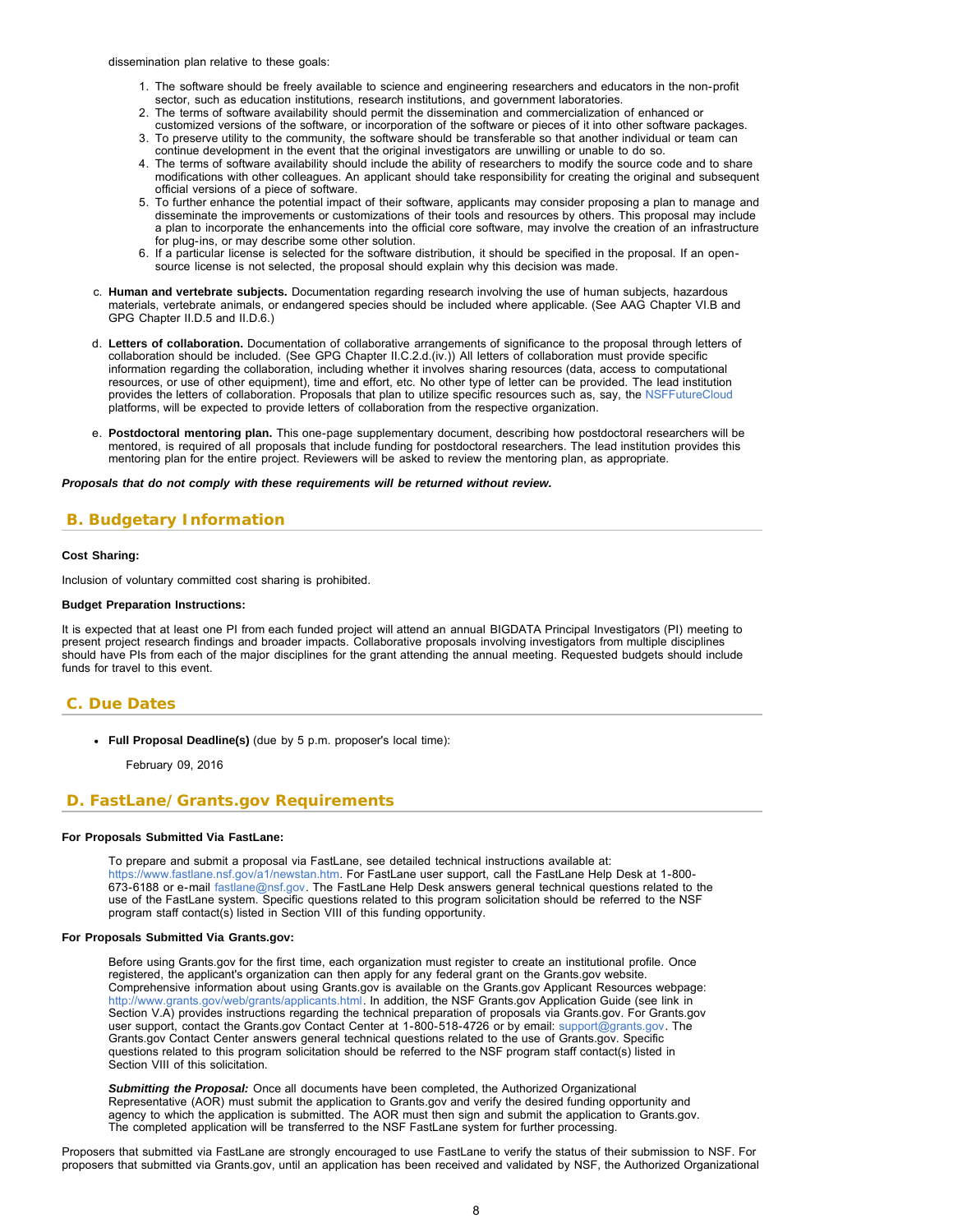dissemination plan relative to these goals:

1. The software should be freely available to science and engineering researchers and educators in the non-profit sector, such as education institutions, research institutions, and government laboratories.
2. The terms of software availability should permit the dissemination and commercialization of enhanced or customized versions of the software, or incorporation of the software or pieces of it into other software packages.
3. To preserve utility to the community, the software should be transferable so that another individual or team can continue development in the event that the original investigators are unwilling or unable to do so.
4. The terms of software availability should include the ability of researchers to modify the source code and to share modifications with other colleagues. An applicant should take responsibility for creating the original and subsequent official versions of a piece of software.
5. To further enhance the potential impact of their software, applicants may consider proposing a plan to manage and disseminate the improvements or customizations of their tools and resources by others. This proposal may include a plan to incorporate the enhancements into the official core software, may involve the creation of an infrastructure for plug-ins, or may describe some other solution.
6. If a particular license is selected for the software distribution, it should be specified in the proposal. If an open-source license is not selected, the proposal should explain why this decision was made.

c. **Human and vertebrate subjects.** Documentation regarding research involving the use of human subjects, hazardous materials, vertebrate animals, or endangered species should be included where applicable. (See AAG Chapter VI.B and GPG Chapter II.D.5 and II.D.6.)

d. **Letters of collaboration.** Documentation of collaborative arrangements of significance to the proposal through letters of collaboration should be included. (See GPG Chapter II.C.2.d.(iv).) All letters of collaboration must provide specific information regarding the collaboration, including whether it involves sharing resources (data, access to computational resources, or use of other equipment), time and effort, etc. No other type of letter can be provided. The lead institution provides the letters of collaboration. Proposals that plan to utilize specific resources such as, say, the NSFFutureCloud platforms, will be expected to provide letters of collaboration from the respective organization.

e. **Postdoctoral mentoring plan.** This one-page supplementary document, describing how postdoctoral researchers will be mentored, is required of all proposals that include funding for postdoctoral researchers. The lead institution provides this mentoring plan for the entire project. Reviewers will be asked to review the mentoring plan, as appropriate.

***Proposals that do not comply with these requirements will be returned without review.***

## B. Budgetary Information

**Cost Sharing:**

Inclusion of voluntary committed cost sharing is prohibited.

**Budget Preparation Instructions:**

It is expected that at least one PI from each funded project will attend an annual BIGDATA Principal Investigators (PI) meeting to present project research findings and broader impacts. Collaborative proposals involving investigators from multiple disciplines should have PIs from each of the major disciplines for the grant attending the annual meeting. Requested budgets should include funds for travel to this event.

## C. Due Dates

- **Full Proposal Deadline(s)** (due by 5 p.m. proposer's local time):

  February 09, 2016

## D. FastLane/Grants.gov Requirements

**For Proposals Submitted Via FastLane:**

To prepare and submit a proposal via FastLane, see detailed technical instructions available at: https://www.fastlane.nsf.gov/a1/newstan.htm. For FastLane user support, call the FastLane Help Desk at 1-800-673-6188 or e-mail fastlane@nsf.gov. The FastLane Help Desk answers general technical questions related to the use of the FastLane system. Specific questions related to this program solicitation should be referred to the NSF program staff contact(s) listed in Section VIII of this funding opportunity.

**For Proposals Submitted Via Grants.gov:**

Before using Grants.gov for the first time, each organization must register to create an institutional profile. Once registered, the applicant's organization can then apply for any federal grant on the Grants.gov website. Comprehensive information about using Grants.gov is available on the Grants.gov Applicant Resources webpage: http://www.grants.gov/web/grants/applicants.html. In addition, the NSF Grants.gov Application Guide (see link in Section V.A) provides instructions regarding the technical preparation of proposals via Grants.gov. For Grants.gov user support, contact the Grants.gov Contact Center at 1-800-518-4726 or by email: support@grants.gov. The Grants.gov Contact Center answers general technical questions related to the use of Grants.gov. Specific questions related to this program solicitation should be referred to the NSF program staff contact(s) listed in Section VIII of this solicitation.

***Submitting the Proposal:*** Once all documents have been completed, the Authorized Organizational Representative (AOR) must submit the application to Grants.gov and verify the desired funding opportunity and agency to which the application is submitted. The AOR must then sign and submit the application to Grants.gov. The completed application will be transferred to the NSF FastLane system for further processing.

Proposers that submitted via FastLane are strongly encouraged to use FastLane to verify the status of their submission to NSF. For proposers that submitted via Grants.gov, until an application has been received and validated by NSF, the Authorized Organizational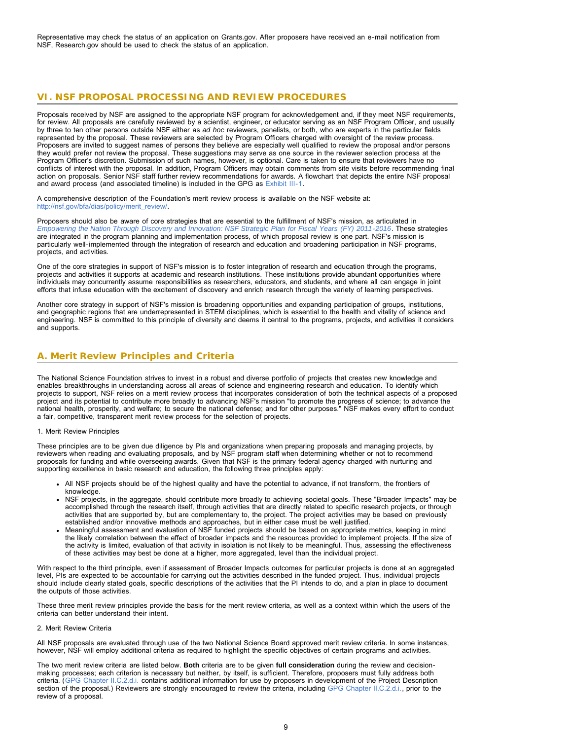Representative may check the status of an application on Grants.gov. After proposers have received an e-mail notification from NSF, Research.gov should be used to check the status of an application.

## VI. NSF PROPOSAL PROCESSING AND REVIEW PROCEDURES

Proposals received by NSF are assigned to the appropriate NSF program for acknowledgement and, if they meet NSF requirements, for review. All proposals are carefully reviewed by a scientist, engineer, or educator serving as an NSF Program Officer, and usually by three to ten other persons outside NSF either as *ad hoc* reviewers, panelists, or both, who are experts in the particular fields represented by the proposal. These reviewers are selected by Program Officers charged with oversight of the review process. Proposers are invited to suggest names of persons they believe are especially well qualified to review the proposal and/or persons they would prefer not review the proposal. These suggestions may serve as one source in the reviewer selection process at the Program Officer's discretion. Submission of such names, however, is optional. Care is taken to ensure that reviewers have no conflicts of interest with the proposal. In addition, Program Officers may obtain comments from site visits before recommending final action on proposals. Senior NSF staff further review recommendations for awards. A flowchart that depicts the entire NSF proposal and award process (and associated timeline) is included in the GPG as Exhibit III-1.

A comprehensive description of the Foundation's merit review process is available on the NSF website at: http://nsf.gov/bfa/dias/policy/merit_review/.

Proposers should also be aware of core strategies that are essential to the fulfillment of NSF's mission, as articulated in *Empowering the Nation Through Discovery and Innovation: NSF Strategic Plan for Fiscal Years (FY) 2011-2016*. These strategies are integrated in the program planning and implementation process, of which proposal review is one part. NSF's mission is particularly well-implemented through the integration of research and education and broadening participation in NSF programs, projects, and activities.

One of the core strategies in support of NSF's mission is to foster integration of research and education through the programs, projects and activities it supports at academic and research institutions. These institutions provide abundant opportunities where individuals may concurrently assume responsibilities as researchers, educators, and students, and where all can engage in joint efforts that infuse education with the excitement of discovery and enrich research through the variety of learning perspectives.

Another core strategy in support of NSF's mission is broadening opportunities and expanding participation of groups, institutions, and geographic regions that are underrepresented in STEM disciplines, which is essential to the health and vitality of science and engineering. NSF is committed to this principle of diversity and deems it central to the programs, projects, and activities it considers and supports.

### A. Merit Review Principles and Criteria

The National Science Foundation strives to invest in a robust and diverse portfolio of projects that creates new knowledge and enables breakthroughs in understanding across all areas of science and engineering research and education. To identify which projects to support, NSF relies on a merit review process that incorporates consideration of both the technical aspects of a proposed project and its potential to contribute more broadly to advancing NSF's mission "to promote the progress of science; to advance the national health, prosperity, and welfare; to secure the national defense; and for other purposes." NSF makes every effort to conduct a fair, competitive, transparent merit review process for the selection of projects.

1. Merit Review Principles

These principles are to be given due diligence by PIs and organizations when preparing proposals and managing projects, by reviewers when reading and evaluating proposals, and by NSF program staff when determining whether or not to recommend proposals for funding and while overseeing awards. Given that NSF is the primary federal agency charged with nurturing and supporting excellence in basic research and education, the following three principles apply:

- All NSF projects should be of the highest quality and have the potential to advance, if not transform, the frontiers of knowledge.
- NSF projects, in the aggregate, should contribute more broadly to achieving societal goals. These "Broader Impacts" may be accomplished through the research itself, through activities that are directly related to specific research projects, or through activities that are supported by, but are complementary to, the project. The project activities may be based on previously established and/or innovative methods and approaches, but in either case must be well justified.
- Meaningful assessment and evaluation of NSF funded projects should be based on appropriate metrics, keeping in mind the likely correlation between the effect of broader impacts and the resources provided to implement projects. If the size of the activity is limited, evaluation of that activity in isolation is not likely to be meaningful. Thus, assessing the effectiveness of these activities may best be done at a higher, more aggregated, level than the individual project.

With respect to the third principle, even if assessment of Broader Impacts outcomes for particular projects is done at an aggregated level, PIs are expected to be accountable for carrying out the activities described in the funded project. Thus, individual projects should include clearly stated goals, specific descriptions of the activities that the PI intends to do, and a plan in place to document the outputs of those activities.

These three merit review principles provide the basis for the merit review criteria, as well as a context within which the users of the criteria can better understand their intent.

2. Merit Review Criteria

All NSF proposals are evaluated through use of the two National Science Board approved merit review criteria. In some instances, however, NSF will employ additional criteria as required to highlight the specific objectives of certain programs and activities.

The two merit review criteria are listed below. **Both** criteria are to be given **full consideration** during the review and decision-making processes; each criterion is necessary but neither, by itself, is sufficient. Therefore, proposers must fully address both criteria. (GPG Chapter II.C.2.d.i. contains additional information for use by proposers in development of the Project Description section of the proposal.) Reviewers are strongly encouraged to review the criteria, including GPG Chapter II.C.2.d.i., prior to the review of a proposal.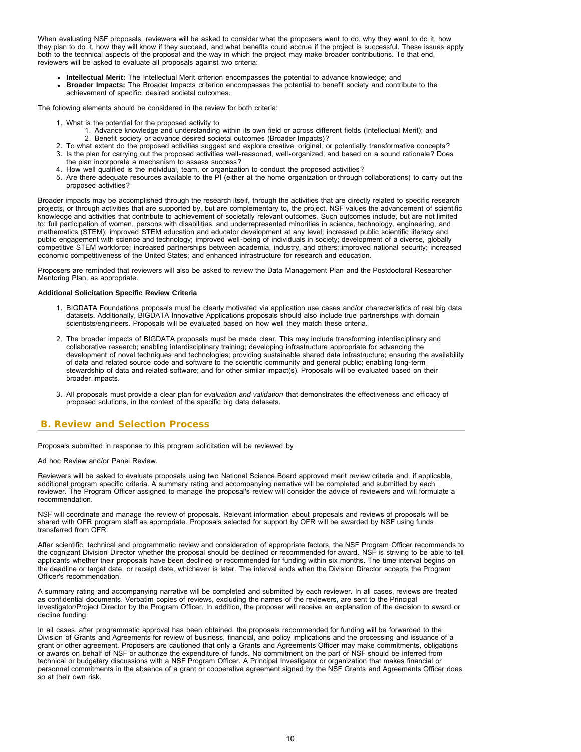When evaluating NSF proposals, reviewers will be asked to consider what the proposers want to do, why they want to do it, how they plan to do it, how they will know if they succeed, and what benefits could accrue if the project is successful. These issues apply both to the technical aspects of the proposal and the way in which the project may make broader contributions. To that end, reviewers will be asked to evaluate all proposals against two criteria:

- **Intellectual Merit:** The Intellectual Merit criterion encompasses the potential to advance knowledge; and
- **Broader Impacts:** The Broader Impacts criterion encompasses the potential to benefit society and contribute to the achievement of specific, desired societal outcomes.

The following elements should be considered in the review for both criteria:

1. What is the potential for the proposed activity to
    1. Advance knowledge and understanding within its own field or across different fields (Intellectual Merit); and
    2. Benefit society or advance desired societal outcomes (Broader Impacts)?
2. To what extent do the proposed activities suggest and explore creative, original, or potentially transformative concepts?
3. Is the plan for carrying out the proposed activities well-reasoned, well-organized, and based on a sound rationale? Does the plan incorporate a mechanism to assess success?
4. How well qualified is the individual, team, or organization to conduct the proposed activities?
5. Are there adequate resources available to the PI (either at the home organization or through collaborations) to carry out the proposed activities?

Broader impacts may be accomplished through the research itself, through the activities that are directly related to specific research projects, or through activities that are supported by, but are complementary to, the project. NSF values the advancement of scientific knowledge and activities that contribute to achievement of societally relevant outcomes. Such outcomes include, but are not limited to: full participation of women, persons with disabilities, and underrepresented minorities in science, technology, engineering, and mathematics (STEM); improved STEM education and educator development at any level; increased public scientific literacy and public engagement with science and technology; improved well-being of individuals in society; development of a diverse, globally competitive STEM workforce; increased partnerships between academia, industry, and others; improved national security; increased economic competitiveness of the United States; and enhanced infrastructure for research and education.

Proposers are reminded that reviewers will also be asked to review the Data Management Plan and the Postdoctoral Researcher Mentoring Plan, as appropriate.

**Additional Solicitation Specific Review Criteria**

1. BIGDATA Foundations proposals must be clearly motivated via application use cases and/or characteristics of real big data datasets. Additionally, BIGDATA Innovative Applications proposals should also include true partnerships with domain scientists/engineers. Proposals will be evaluated based on how well they match these criteria.

2. The broader impacts of BIGDATA proposals must be made clear. This may include transforming interdisciplinary and collaborative research; enabling interdisciplinary training; developing infrastructure appropriate for advancing the development of novel techniques and technologies; providing sustainable shared data infrastructure; ensuring the availability of data and related source code and software to the scientific community and general public; enabling long-term stewardship of data and related software; and for other similar impact(s). Proposals will be evaluated based on their broader impacts.

3. All proposals must provide a clear plan for *evaluation and validation* that demonstrates the effectiveness and efficacy of proposed solutions, in the context of the specific big data datasets.

## B. Review and Selection Process

Proposals submitted in response to this program solicitation will be reviewed by

Ad hoc Review and/or Panel Review.

Reviewers will be asked to evaluate proposals using two National Science Board approved merit review criteria and, if applicable, additional program specific criteria. A summary rating and accompanying narrative will be completed and submitted by each reviewer. The Program Officer assigned to manage the proposal's review will consider the advice of reviewers and will formulate a recommendation.

NSF will coordinate and manage the review of proposals. Relevant information about proposals and reviews of proposals will be shared with OFR program staff as appropriate. Proposals selected for support by OFR will be awarded by NSF using funds transferred from OFR.

After scientific, technical and programmatic review and consideration of appropriate factors, the NSF Program Officer recommends to the cognizant Division Director whether the proposal should be declined or recommended for award. NSF is striving to be able to tell applicants whether their proposals have been declined or recommended for funding within six months. The time interval begins on the deadline or target date, or receipt date, whichever is later. The interval ends when the Division Director accepts the Program Officer's recommendation.

A summary rating and accompanying narrative will be completed and submitted by each reviewer. In all cases, reviews are treated as confidential documents. Verbatim copies of reviews, excluding the names of the reviewers, are sent to the Principal Investigator/Project Director by the Program Officer. In addition, the proposer will receive an explanation of the decision to award or decline funding.

In all cases, after programmatic approval has been obtained, the proposals recommended for funding will be forwarded to the Division of Grants and Agreements for review of business, financial, and policy implications and the processing and issuance of a grant or other agreement. Proposers are cautioned that only a Grants and Agreements Officer may make commitments, obligations or awards on behalf of NSF or authorize the expenditure of funds. No commitment on the part of NSF should be inferred from technical or budgetary discussions with a NSF Program Officer. A Principal Investigator or organization that makes financial or personnel commitments in the absence of a grant or cooperative agreement signed by the NSF Grants and Agreements Officer does so at their own risk.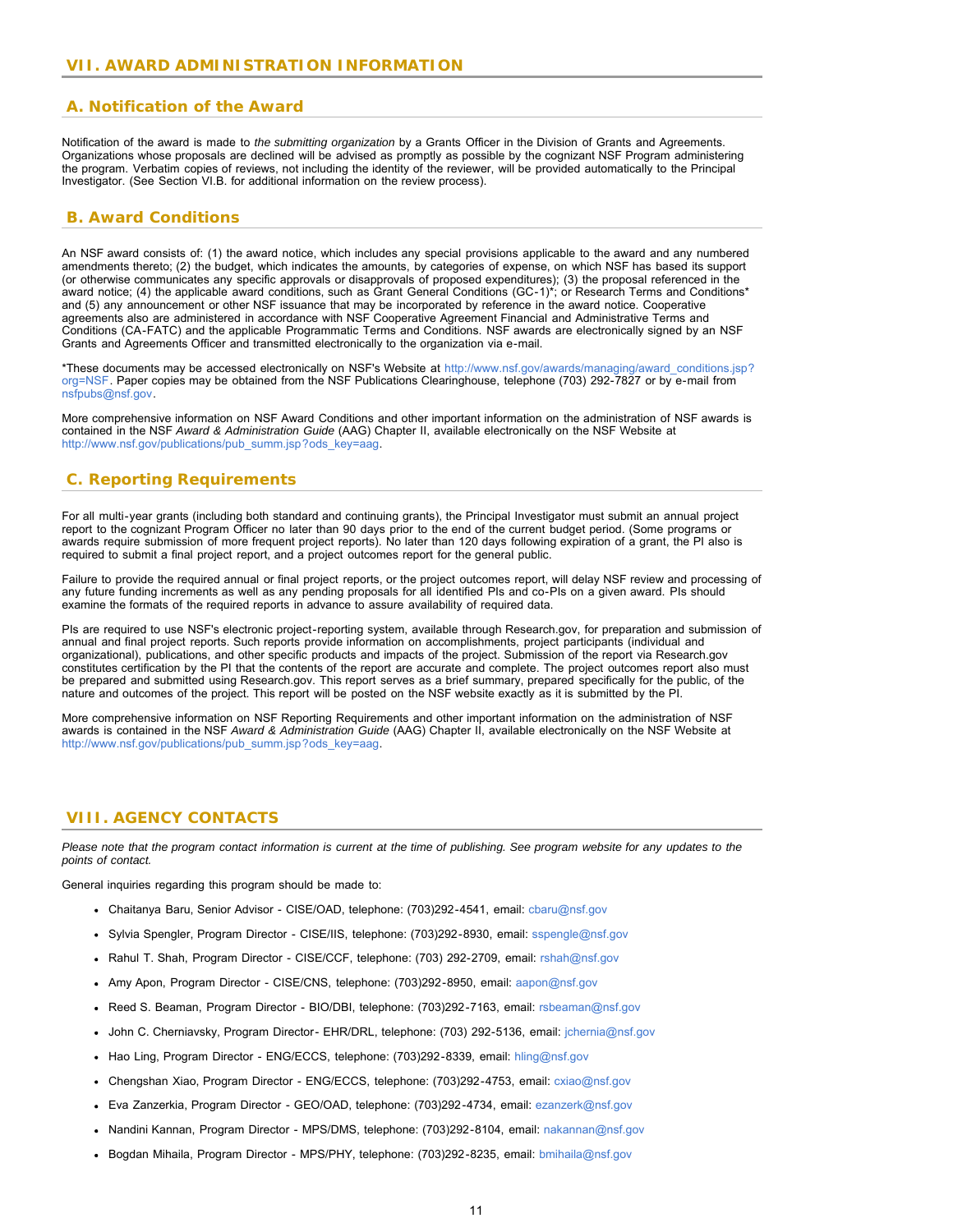## VII. AWARD ADMINISTRATION INFORMATION

### A. Notification of the Award

Notification of the award is made to *the submitting organization* by a Grants Officer in the Division of Grants and Agreements. Organizations whose proposals are declined will be advised as promptly as possible by the cognizant NSF Program administering the program. Verbatim copies of reviews, not including the identity of the reviewer, will be provided automatically to the Principal Investigator. (See Section VI.B. for additional information on the review process).

### B. Award Conditions

An NSF award consists of: (1) the award notice, which includes any special provisions applicable to the award and any numbered amendments thereto; (2) the budget, which indicates the amounts, by categories of expense, on which NSF has based its support (or otherwise communicates any specific approvals or disapprovals of proposed expenditures); (3) the proposal referenced in the award notice; (4) the applicable award conditions, such as Grant General Conditions (GC-1)*; or Research Terms and Conditions* and (5) any announcement or other NSF issuance that may be incorporated by reference in the award notice. Cooperative agreements also are administered in accordance with NSF Cooperative Agreement Financial and Administrative Terms and Conditions (CA-FATC) and the applicable Programmatic Terms and Conditions. NSF awards are electronically signed by an NSF Grants and Agreements Officer and transmitted electronically to the organization via e-mail.

*These documents may be accessed electronically on NSF's Website at http://www.nsf.gov/awards/managing/award_conditions.jsp?org=NSF. Paper copies may be obtained from the NSF Publications Clearinghouse, telephone (703) 292-7827 or by e-mail from nsfpubs@nsf.gov.

More comprehensive information on NSF Award Conditions and other important information on the administration of NSF awards is contained in the NSF *Award & Administration Guide* (AAG) Chapter II, available electronically on the NSF Website at http://www.nsf.gov/publications/pub_summ.jsp?ods_key=aag.

### C. Reporting Requirements

For all multi-year grants (including both standard and continuing grants), the Principal Investigator must submit an annual project report to the cognizant Program Officer no later than 90 days prior to the end of the current budget period. (Some programs or awards require submission of more frequent project reports). No later than 120 days following expiration of a grant, the PI also is required to submit a final project report, and a project outcomes report for the general public.

Failure to provide the required annual or final project reports, or the project outcomes report, will delay NSF review and processing of any future funding increments as well as any pending proposals for all identified PIs and co-PIs on a given award. PIs should examine the formats of the required reports in advance to assure availability of required data.

PIs are required to use NSF's electronic project-reporting system, available through Research.gov, for preparation and submission of annual and final project reports. Such reports provide information on accomplishments, project participants (individual and organizational), publications, and other specific products and impacts of the project. Submission of the report via Research.gov constitutes certification by the PI that the contents of the report are accurate and complete. The project outcomes report also must be prepared and submitted using Research.gov. This report serves as a brief summary, prepared specifically for the public, of the nature and outcomes of the project. This report will be posted on the NSF website exactly as it is submitted by the PI.

More comprehensive information on NSF Reporting Requirements and other important information on the administration of NSF awards is contained in the NSF *Award & Administration Guide* (AAG) Chapter II, available electronically on the NSF Website at http://www.nsf.gov/publications/pub_summ.jsp?ods_key=aag.

## VIII. AGENCY CONTACTS

*Please note that the program contact information is current at the time of publishing. See program website for any updates to the points of contact.*

General inquiries regarding this program should be made to:

- Chaitanya Baru, Senior Advisor - CISE/OAD, telephone: (703)292-4541, email: cbaru@nsf.gov
- Sylvia Spengler, Program Director - CISE/IIS, telephone: (703)292-8930, email: sspengle@nsf.gov
- Rahul T. Shah, Program Director - CISE/CCF, telephone: (703) 292-2709, email: rshah@nsf.gov
- Amy Apon, Program Director - CISE/CNS, telephone: (703)292-8950, email: aapon@nsf.gov
- Reed S. Beaman, Program Director - BIO/DBI, telephone: (703)292-7163, email: rsbeaman@nsf.gov
- John C. Cherniavsky, Program Director- EHR/DRL, telephone: (703) 292-5136, email: jchernia@nsf.gov
- Hao Ling, Program Director - ENG/ECCS, telephone: (703)292-8339, email: hling@nsf.gov
- Chengshan Xiao, Program Director - ENG/ECCS, telephone: (703)292-4753, email: cxiao@nsf.gov
- Eva Zanzerkia, Program Director - GEO/OAD, telephone: (703)292-4734, email: ezanzerk@nsf.gov
- Nandini Kannan, Program Director - MPS/DMS, telephone: (703)292-8104, email: nakannan@nsf.gov
- Bogdan Mihaila, Program Director - MPS/PHY, telephone: (703)292-8235, email: bmihaila@nsf.gov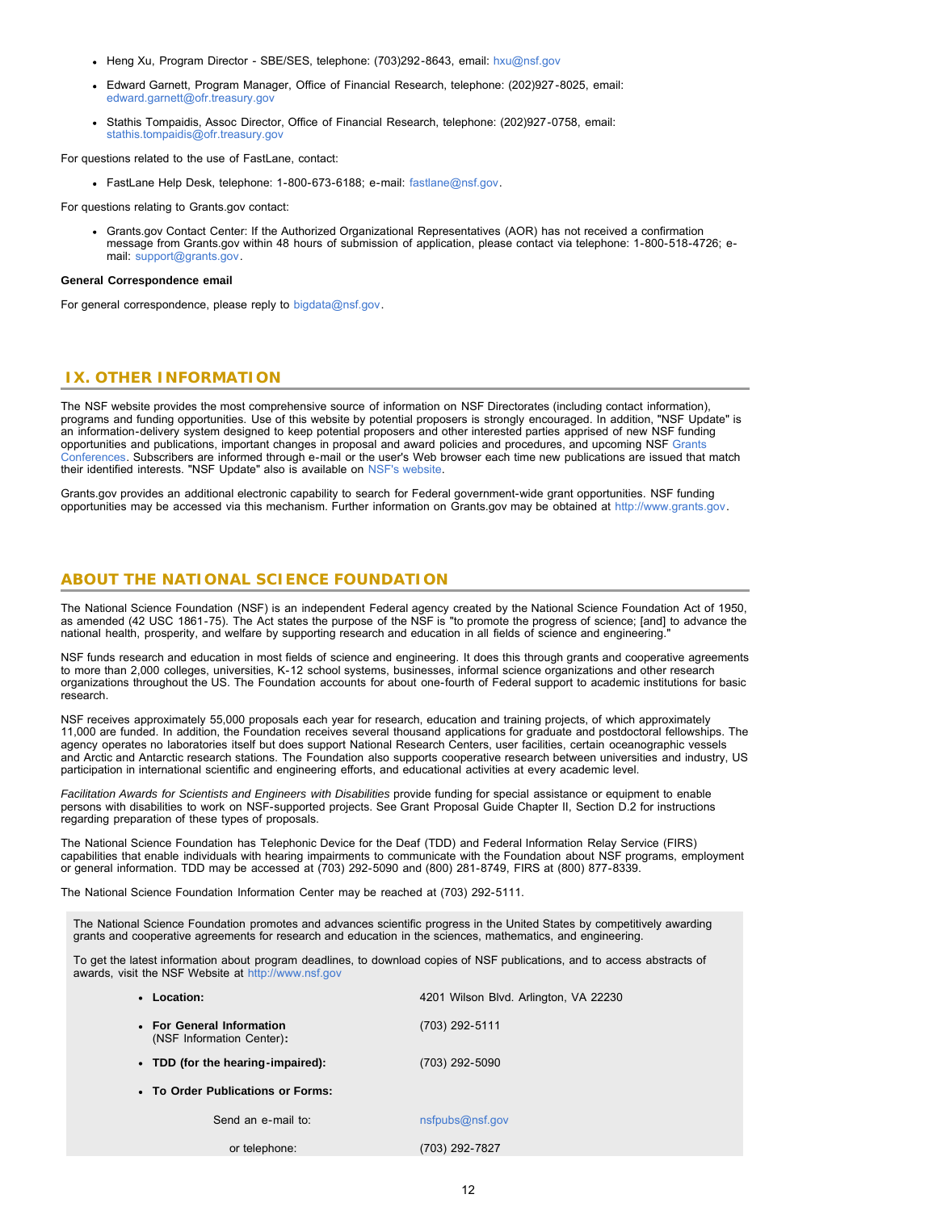- Heng Xu, Program Director - SBE/SES, telephone: (703)292-8643, email: hxu@nsf.gov
- Edward Garnett, Program Manager, Office of Financial Research, telephone: (202)927-8025, email: edward.garnett@ofr.treasury.gov
- Stathis Tompaidis, Assoc Director, Office of Financial Research, telephone: (202)927-0758, email: stathis.tompaidis@ofr.treasury.gov

For questions related to the use of FastLane, contact:

- FastLane Help Desk, telephone: 1-800-673-6188; e-mail: fastlane@nsf.gov.

For questions relating to Grants.gov contact:

- Grants.gov Contact Center: If the Authorized Organizational Representatives (AOR) has not received a confirmation message from Grants.gov within 48 hours of submission of application, please contact via telephone: 1-800-518-4726; e-mail: support@grants.gov.

**General Correspondence email**

For general correspondence, please reply to bigdata@nsf.gov.

## IX. OTHER INFORMATION

The NSF website provides the most comprehensive source of information on NSF Directorates (including contact information), programs and funding opportunities. Use of this website by potential proposers is strongly encouraged. In addition, "NSF Update" is an information-delivery system designed to keep potential proposers and other interested parties apprised of new NSF funding opportunities and publications, important changes in proposal and award policies and procedures, and upcoming NSF Grants Conferences. Subscribers are informed through e-mail or the user's Web browser each time new publications are issued that match their identified interests. "NSF Update" also is available on NSF's website.

Grants.gov provides an additional electronic capability to search for Federal government-wide grant opportunities. NSF funding opportunities may be accessed via this mechanism. Further information on Grants.gov may be obtained at http://www.grants.gov.

## ABOUT THE NATIONAL SCIENCE FOUNDATION

The National Science Foundation (NSF) is an independent Federal agency created by the National Science Foundation Act of 1950, as amended (42 USC 1861-75). The Act states the purpose of the NSF is "to promote the progress of science; [and] to advance the national health, prosperity, and welfare by supporting research and education in all fields of science and engineering."

NSF funds research and education in most fields of science and engineering. It does this through grants and cooperative agreements to more than 2,000 colleges, universities, K-12 school systems, businesses, informal science organizations and other research organizations throughout the US. The Foundation accounts for about one-fourth of Federal support to academic institutions for basic research.

NSF receives approximately 55,000 proposals each year for research, education and training projects, of which approximately 11,000 are funded. In addition, the Foundation receives several thousand applications for graduate and postdoctoral fellowships. The agency operates no laboratories itself but does support National Research Centers, user facilities, certain oceanographic vessels and Arctic and Antarctic research stations. The Foundation also supports cooperative research between universities and industry, US participation in international scientific and engineering efforts, and educational activities at every academic level.

*Facilitation Awards for Scientists and Engineers with Disabilities* provide funding for special assistance or equipment to enable persons with disabilities to work on NSF-supported projects. See Grant Proposal Guide Chapter II, Section D.2 for instructions regarding preparation of these types of proposals.

The National Science Foundation has Telephonic Device for the Deaf (TDD) and Federal Information Relay Service (FIRS) capabilities that enable individuals with hearing impairments to communicate with the Foundation about NSF programs, employment or general information. TDD may be accessed at (703) 292-5090 and (800) 281-8749, FIRS at (800) 877-8339.

The National Science Foundation Information Center may be reached at (703) 292-5111.

The National Science Foundation promotes and advances scientific progress in the United States by competitively awarding grants and cooperative agreements for research and education in the sciences, mathematics, and engineering.

To get the latest information about program deadlines, to download copies of NSF publications, and to access abstracts of awards, visit the NSF Website at http://www.nsf.gov

- **Location:** 4201 Wilson Blvd. Arlington, VA 22230
- **For General Information** (NSF Information Center)**:** (703) 292-5111
- **TDD (for the hearing-impaired):** (703) 292-5090
- **To Order Publications or Forms:**
  - Send an e-mail to: nsfpubs@nsf.gov
  - or telephone: (703) 292-7827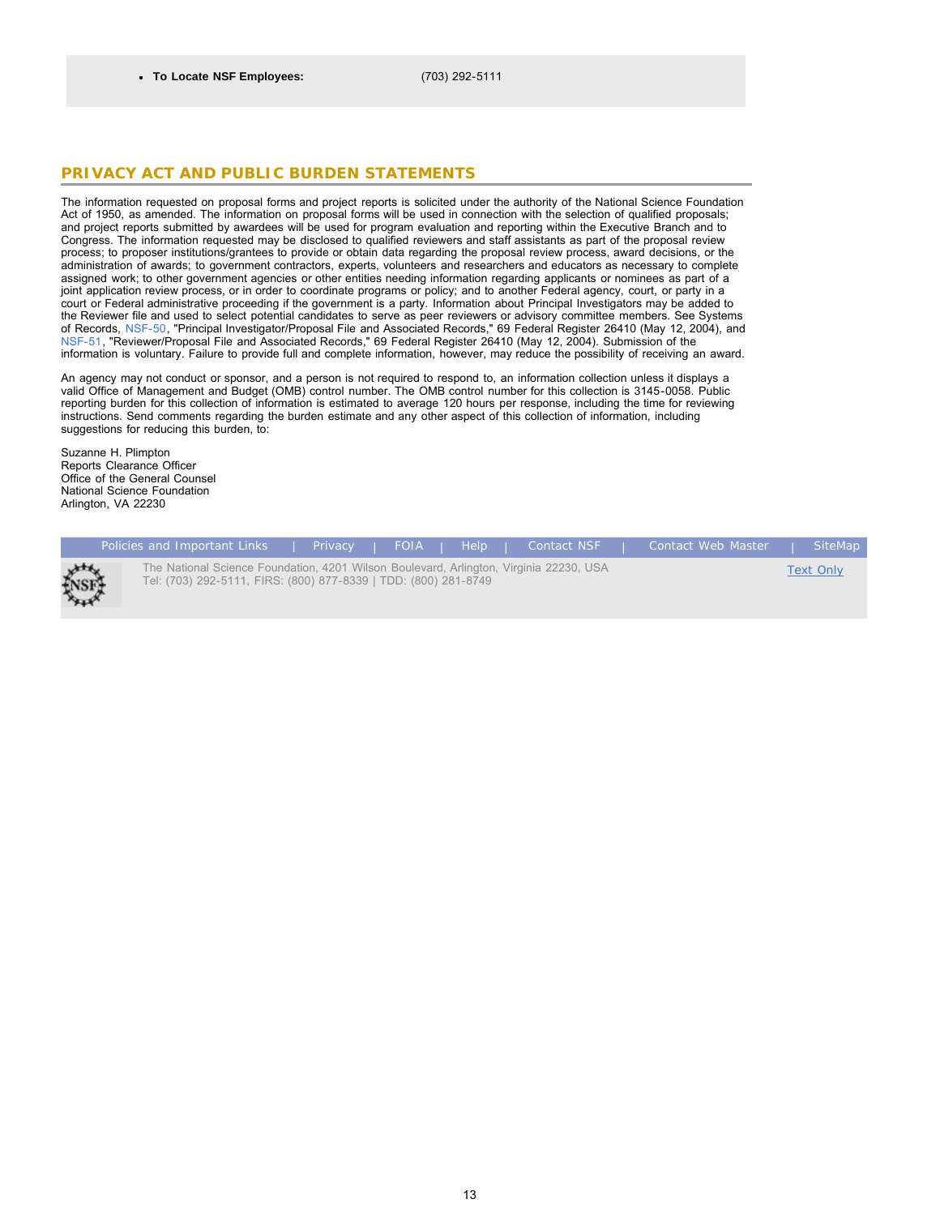- **To Locate NSF Employees:** (703) 292-5111

## PRIVACY ACT AND PUBLIC BURDEN STATEMENTS

The information requested on proposal forms and project reports is solicited under the authority of the National Science Foundation Act of 1950, as amended. The information on proposal forms will be used in connection with the selection of qualified proposals; and project reports submitted by awardees will be used for program evaluation and reporting within the Executive Branch and to Congress. The information requested may be disclosed to qualified reviewers and staff assistants as part of the proposal review process; to proposer institutions/grantees to provide or obtain data regarding the proposal review process, award decisions, or the administration of awards; to government contractors, experts, volunteers and researchers and educators as necessary to complete assigned work; to other government agencies or other entities needing information regarding applicants or nominees as part of a joint application review process, or in order to coordinate programs or policy; and to another Federal agency, court, or party in a court or Federal administrative proceeding if the government is a party. Information about Principal Investigators may be added to the Reviewer file and used to select potential candidates to serve as peer reviewers or advisory committee members. See Systems of Records, NSF-50, "Principal Investigator/Proposal File and Associated Records," 69 Federal Register 26410 (May 12, 2004), and NSF-51, "Reviewer/Proposal File and Associated Records," 69 Federal Register 26410 (May 12, 2004). Submission of the information is voluntary. Failure to provide full and complete information, however, may reduce the possibility of receiving an award.

An agency may not conduct or sponsor, and a person is not required to respond to, an information collection unless it displays a valid Office of Management and Budget (OMB) control number. The OMB control number for this collection is 3145-0058. Public reporting burden for this collection of information is estimated to average 120 hours per response, including the time for reviewing instructions. Send comments regarding the burden estimate and any other aspect of this collection of information, including suggestions for reducing this burden, to:

Suzanne H. Plimpton
Reports Clearance Officer
Office of the General Counsel
National Science Foundation
Arlington, VA 22230

Policies and Important Links | Privacy | FOIA | Help | Contact NSF | Contact Web Master | SiteMap

The National Science Foundation, 4201 Wilson Boulevard, Arlington, Virginia 22230, USA
Tel: (703) 292-5111, FIRS: (800) 877-8339 | TDD: (800) 281-8749

Text Only